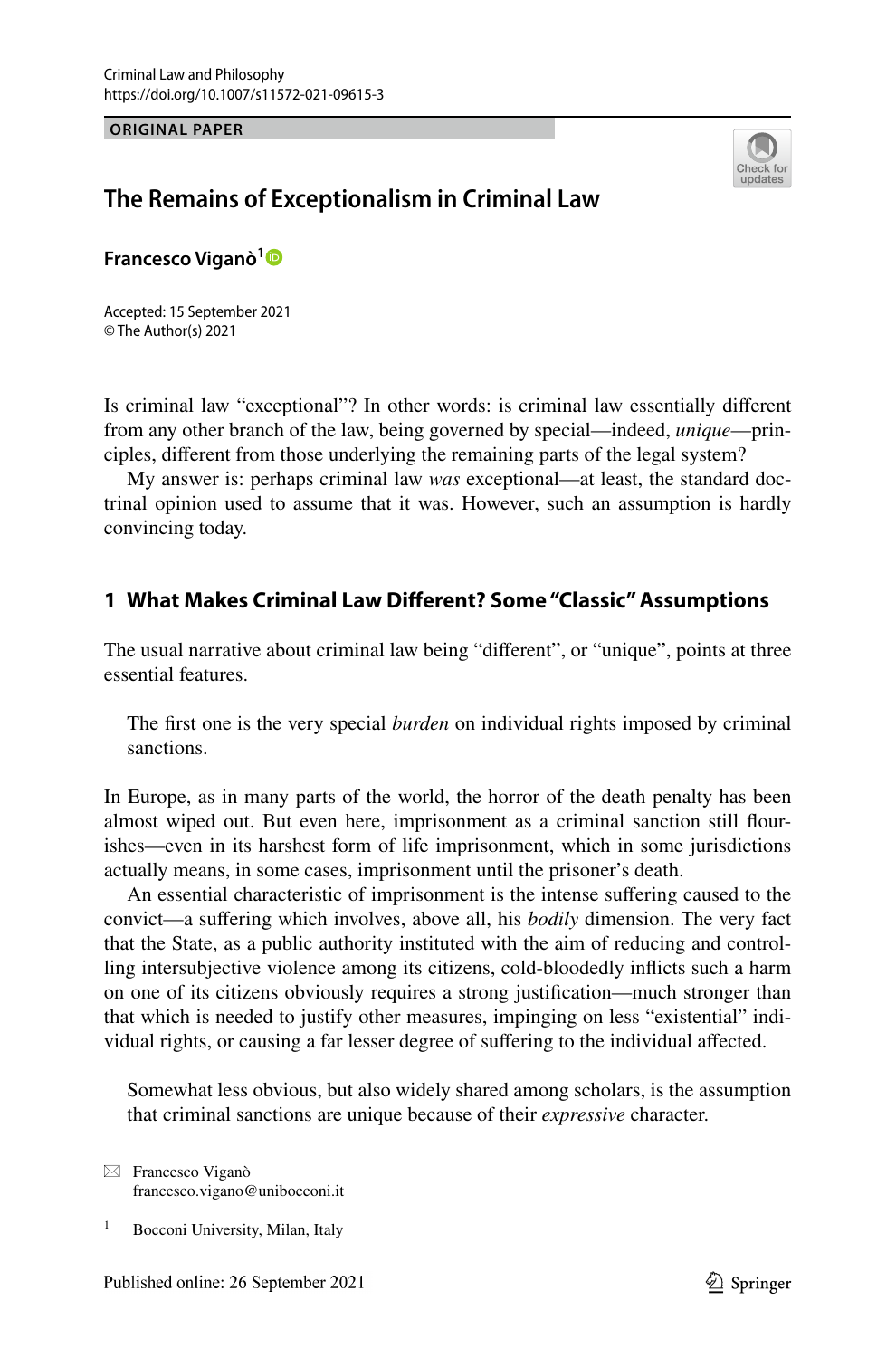Criminal Law and Philosophy
https://doi.org/10.1007/s11572-021-09615-3

ORIGINAL PAPER

# The Remains of Exceptionalism in Criminal Law

**Francesco Viganò**[1]

Accepted: 15 September 2021
© The Author(s) 2021

Is criminal law "exceptional"? In other words: is criminal law essentially different from any other branch of the law, being governed by special—indeed, *unique*—principles, different from those underlying the remaining parts of the legal system?

My answer is: perhaps criminal law *was* exceptional—at least, the standard doctrinal opinion used to assume that it was. However, such an assumption is hardly convincing today.

## 1 What Makes Criminal Law Different? Some "Classic" Assumptions

The usual narrative about criminal law being "different", or "unique", points at three essential features.

> The first one is the very special *burden* on individual rights imposed by criminal sanctions.

In Europe, as in many parts of the world, the horror of the death penalty has been almost wiped out. But even here, imprisonment as a criminal sanction still flourishes—even in its harshest form of life imprisonment, which in some jurisdictions actually means, in some cases, imprisonment until the prisoner's death.

An essential characteristic of imprisonment is the intense suffering caused to the convict—a suffering which involves, above all, his *bodily* dimension. The very fact that the State, as a public authority instituted with the aim of reducing and controlling intersubjective violence among its citizens, cold-bloodedly inflicts such a harm on one of its citizens obviously requires a strong justification—much stronger than that which is needed to justify other measures, impinging on less "existential" individual rights, or causing a far lesser degree of suffering to the individual affected.

> Somewhat less obvious, but also widely shared among scholars, is the assumption that criminal sanctions are unique because of their *expressive* character.

---

Francesco Viganò
francesco.vigano@unibocconi.it

[1] Bocconi University, Milan, Italy

Published online: 26 September 2021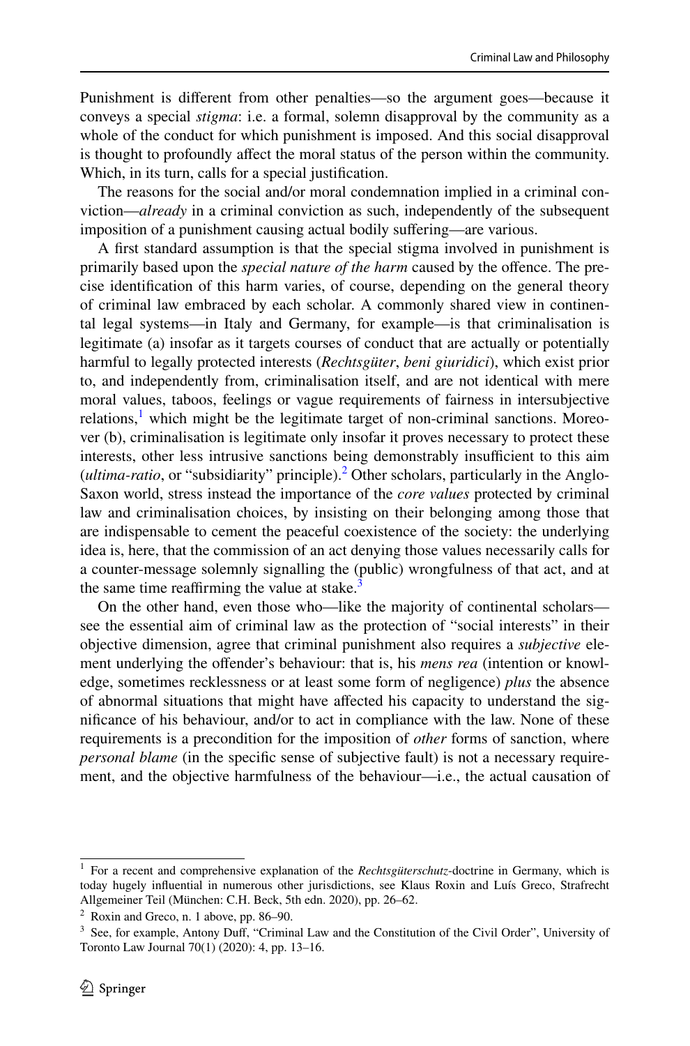Punishment is different from other penalties—so the argument goes—because it conveys a special *stigma*: i.e. a formal, solemn disapproval by the community as a whole of the conduct for which punishment is imposed. And this social disapproval is thought to profoundly affect the moral status of the person within the community. Which, in its turn, calls for a special justification.

The reasons for the social and/or moral condemnation implied in a criminal conviction—*already* in a criminal conviction as such, independently of the subsequent imposition of a punishment causing actual bodily suffering—are various.

A first standard assumption is that the special stigma involved in punishment is primarily based upon the *special nature of the harm* caused by the offence. The precise identification of this harm varies, of course, depending on the general theory of criminal law embraced by each scholar. A commonly shared view in continental legal systems—in Italy and Germany, for example—is that criminalisation is legitimate (a) insofar as it targets courses of conduct that are actually or potentially harmful to legally protected interests (*Rechtsgüter*, *beni giuridici*), which exist prior to, and independently from, criminalisation itself, and are not identical with mere moral values, taboos, feelings or vague requirements of fairness in intersubjective relations,[1] which might be the legitimate target of non-criminal sanctions. Moreover (b), criminalisation is legitimate only insofar it proves necessary to protect these interests, other less intrusive sanctions being demonstrably insufficient to this aim (*ultima-ratio*, or "subsidiarity" principle).[2] Other scholars, particularly in the Anglo-Saxon world, stress instead the importance of the *core values* protected by criminal law and criminalisation choices, by insisting on their belonging among those that are indispensable to cement the peaceful coexistence of the society: the underlying idea is, here, that the commission of an act denying those values necessarily calls for a counter-message solemnly signalling the (public) wrongfulness of that act, and at the same time reaffirming the value at stake.[3]

On the other hand, even those who—like the majority of continental scholars—see the essential aim of criminal law as the protection of "social interests" in their objective dimension, agree that criminal punishment also requires a *subjective* element underlying the offender's behaviour: that is, his *mens rea* (intention or knowledge, sometimes recklessness or at least some form of negligence) *plus* the absence of abnormal situations that might have affected his capacity to understand the significance of his behaviour, and/or to act in compliance with the law. None of these requirements is a precondition for the imposition of *other* forms of sanction, where *personal blame* (in the specific sense of subjective fault) is not a necessary requirement, and the objective harmfulness of the behaviour—i.e., the actual causation of

---

[1] For a recent and comprehensive explanation of the *Rechtsgüterschutz*-doctrine in Germany, which is today hugely influential in numerous other jurisdictions, see Klaus Roxin and Luís Greco, Strafrecht Allgemeiner Teil (München: C.H. Beck, 5th edn. 2020), pp. 26–62.

[2] Roxin and Greco, n. 1 above, pp. 86–90.

[3] See, for example, Antony Duff, "Criminal Law and the Constitution of the Civil Order", University of Toronto Law Journal 70(1) (2020): 4, pp. 13–16.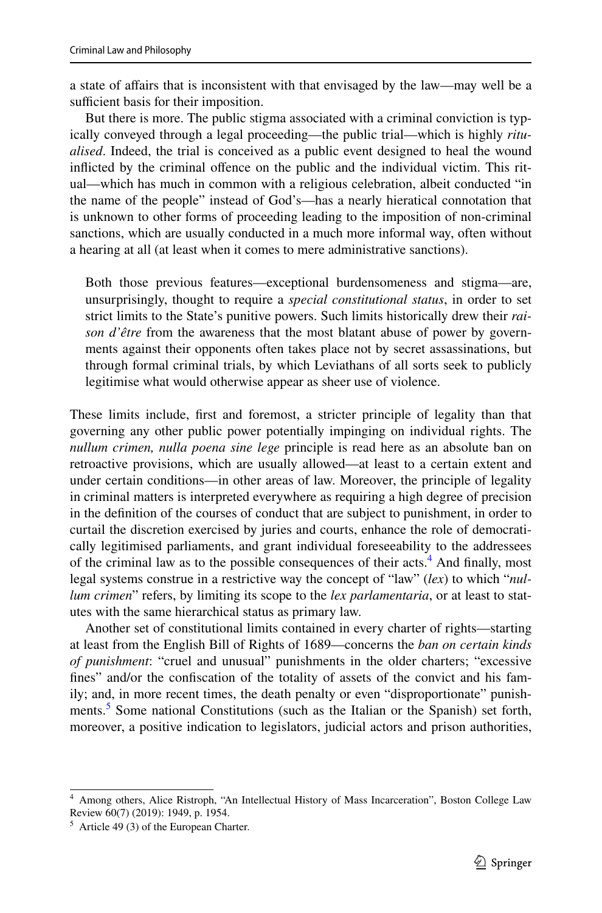a state of affairs that is inconsistent with that envisaged by the law—may well be a sufficient basis for their imposition.

But there is more. The public stigma associated with a criminal conviction is typically conveyed through a legal proceeding—the public trial—which is highly *ritualised*. Indeed, the trial is conceived as a public event designed to heal the wound inflicted by the criminal offence on the public and the individual victim. This ritual—which has much in common with a religious celebration, albeit conducted "in the name of the people" instead of God's—has a nearly hieratical connotation that is unknown to other forms of proceeding leading to the imposition of non-criminal sanctions, which are usually conducted in a much more informal way, often without a hearing at all (at least when it comes to mere administrative sanctions).

> Both those previous features—exceptional burdensomeness and stigma—are, unsurprisingly, thought to require a *special constitutional status*, in order to set strict limits to the State's punitive powers. Such limits historically drew their *raison d'être* from the awareness that the most blatant abuse of power by governments against their opponents often takes place not by secret assassinations, but through formal criminal trials, by which Leviathans of all sorts seek to publicly legitimise what would otherwise appear as sheer use of violence.

These limits include, first and foremost, a stricter principle of legality than that governing any other public power potentially impinging on individual rights. The *nullum crimen, nulla poena sine lege* principle is read here as an absolute ban on retroactive provisions, which are usually allowed—at least to a certain extent and under certain conditions—in other areas of law. Moreover, the principle of legality in criminal matters is interpreted everywhere as requiring a high degree of precision in the definition of the courses of conduct that are subject to punishment, in order to curtail the discretion exercised by juries and courts, enhance the role of democratically legitimised parliaments, and grant individual foreseeability to the addressees of the criminal law as to the possible consequences of their acts.[4] And finally, most legal systems construe in a restrictive way the concept of "law" (*lex*) to which "*nullum crimen*" refers, by limiting its scope to the *lex parlamentaria*, or at least to statutes with the same hierarchical status as primary law.

Another set of constitutional limits contained in every charter of rights—starting at least from the English Bill of Rights of 1689—concerns the *ban on certain kinds of punishment*: "cruel and unusual" punishments in the older charters; "excessive fines" and/or the confiscation of the totality of assets of the convict and his family; and, in more recent times, the death penalty or even "disproportionate" punishments.[5] Some national Constitutions (such as the Italian or the Spanish) set forth, moreover, a positive indication to legislators, judicial actors and prison authorities,

---

[4] Among others, Alice Ristroph, "An Intellectual History of Mass Incarceration", Boston College Law Review 60(7) (2019): 1949, p. 1954.

[5] Article 49 (3) of the European Charter.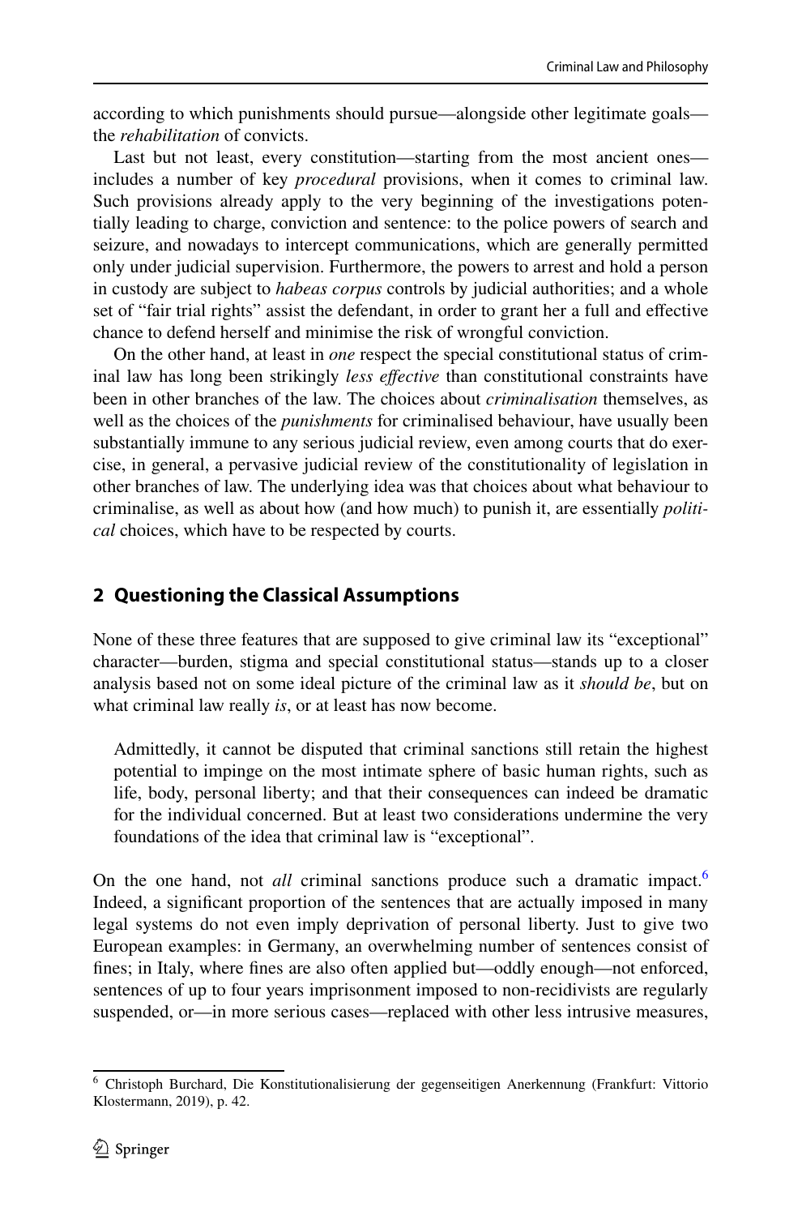according to which punishments should pursue—alongside other legitimate goals—the *rehabilitation* of convicts.

Last but not least, every constitution—starting from the most ancient ones—includes a number of key *procedural* provisions, when it comes to criminal law. Such provisions already apply to the very beginning of the investigations potentially leading to charge, conviction and sentence: to the police powers of search and seizure, and nowadays to intercept communications, which are generally permitted only under judicial supervision. Furthermore, the powers to arrest and hold a person in custody are subject to *habeas corpus* controls by judicial authorities; and a whole set of "fair trial rights" assist the defendant, in order to grant her a full and effective chance to defend herself and minimise the risk of wrongful conviction.

On the other hand, at least in *one* respect the special constitutional status of criminal law has long been strikingly *less effective* than constitutional constraints have been in other branches of the law. The choices about *criminalisation* themselves, as well as the choices of the *punishments* for criminalised behaviour, have usually been substantially immune to any serious judicial review, even among courts that do exercise, in general, a pervasive judicial review of the constitutionality of legislation in other branches of law. The underlying idea was that choices about what behaviour to criminalise, as well as about how (and how much) to punish it, are essentially *political* choices, which have to be respected by courts.

## 2 Questioning the Classical Assumptions

None of these three features that are supposed to give criminal law its "exceptional" character—burden, stigma and special constitutional status—stands up to a closer analysis based not on some ideal picture of the criminal law as it *should be*, but on what criminal law really *is*, or at least has now become.

> Admittedly, it cannot be disputed that criminal sanctions still retain the highest potential to impinge on the most intimate sphere of basic human rights, such as life, body, personal liberty; and that their consequences can indeed be dramatic for the individual concerned. But at least two considerations undermine the very foundations of the idea that criminal law is "exceptional".

On the one hand, not *all* criminal sanctions produce such a dramatic impact.[6] Indeed, a significant proportion of the sentences that are actually imposed in many legal systems do not even imply deprivation of personal liberty. Just to give two European examples: in Germany, an overwhelming number of sentences consist of fines; in Italy, where fines are also often applied but—oddly enough—not enforced, sentences of up to four years imprisonment imposed to non-recidivists are regularly suspended, or—in more serious cases—replaced with other less intrusive measures,

[6] Christoph Burchard, Die Konstitutionalisierung der gegenseitigen Anerkennung (Frankfurt: Vittorio Klostermann, 2019), p. 42.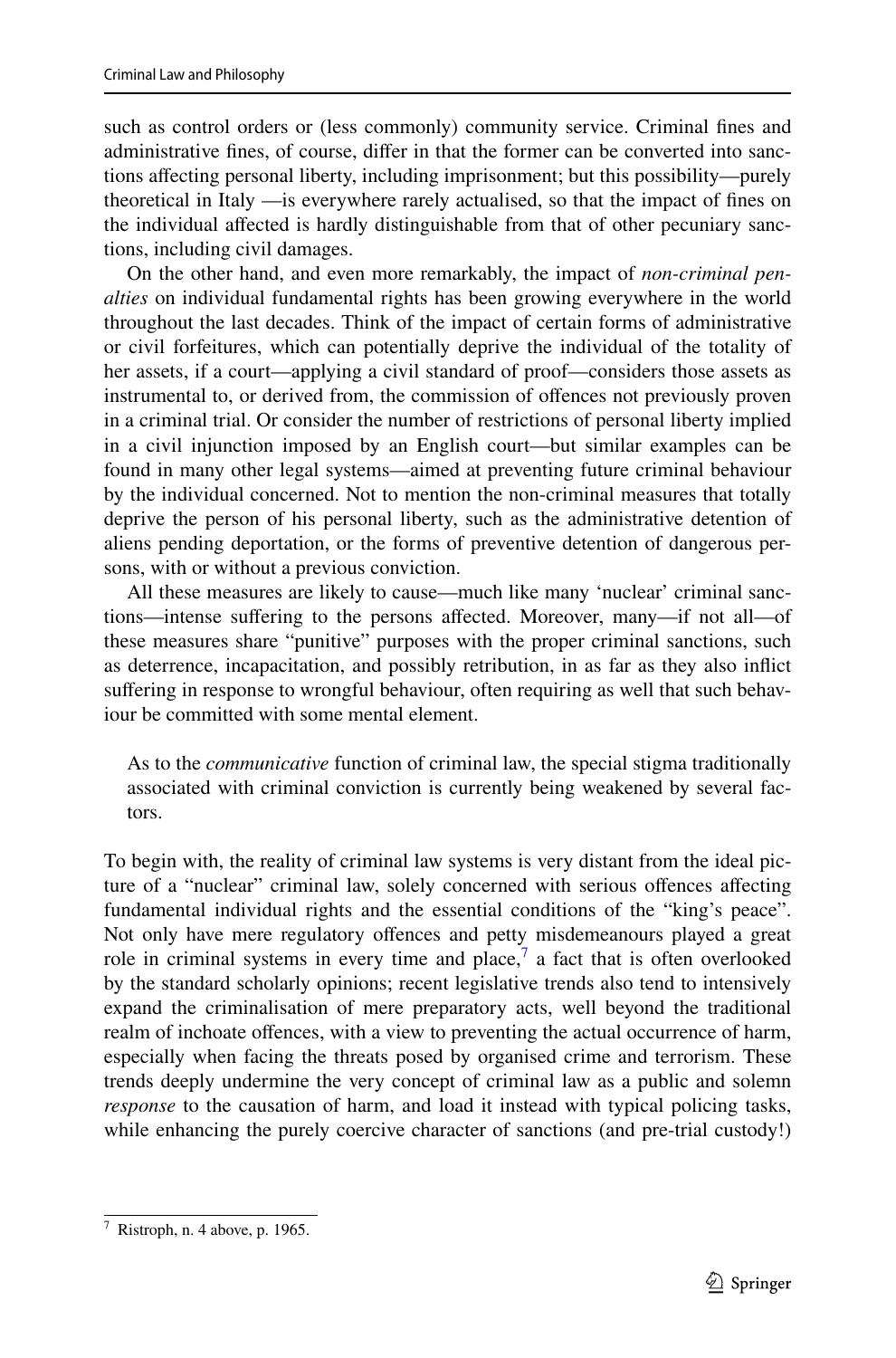such as control orders or (less commonly) community service. Criminal fines and administrative fines, of course, differ in that the former can be converted into sanctions affecting personal liberty, including imprisonment; but this possibility—purely theoretical in Italy —is everywhere rarely actualised, so that the impact of fines on the individual affected is hardly distinguishable from that of other pecuniary sanctions, including civil damages.

On the other hand, and even more remarkably, the impact of *non-criminal penalties* on individual fundamental rights has been growing everywhere in the world throughout the last decades. Think of the impact of certain forms of administrative or civil forfeitures, which can potentially deprive the individual of the totality of her assets, if a court—applying a civil standard of proof—considers those assets as instrumental to, or derived from, the commission of offences not previously proven in a criminal trial. Or consider the number of restrictions of personal liberty implied in a civil injunction imposed by an English court—but similar examples can be found in many other legal systems—aimed at preventing future criminal behaviour by the individual concerned. Not to mention the non-criminal measures that totally deprive the person of his personal liberty, such as the administrative detention of aliens pending deportation, or the forms of preventive detention of dangerous persons, with or without a previous conviction.

All these measures are likely to cause—much like many 'nuclear' criminal sanctions—intense suffering to the persons affected. Moreover, many—if not all—of these measures share "punitive" purposes with the proper criminal sanctions, such as deterrence, incapacitation, and possibly retribution, in as far as they also inflict suffering in response to wrongful behaviour, often requiring as well that such behaviour be committed with some mental element.

> As to the *communicative* function of criminal law, the special stigma traditionally associated with criminal conviction is currently being weakened by several factors.

To begin with, the reality of criminal law systems is very distant from the ideal picture of a "nuclear" criminal law, solely concerned with serious offences affecting fundamental individual rights and the essential conditions of the "king's peace". Not only have mere regulatory offences and petty misdemeanours played a great role in criminal systems in every time and place,[7] a fact that is often overlooked by the standard scholarly opinions; recent legislative trends also tend to intensively expand the criminalisation of mere preparatory acts, well beyond the traditional realm of inchoate offences, with a view to preventing the actual occurrence of harm, especially when facing the threats posed by organised crime and terrorism. These trends deeply undermine the very concept of criminal law as a public and solemn *response* to the causation of harm, and load it instead with typical policing tasks, while enhancing the purely coercive character of sanctions (and pre-trial custody!)

---

[7] Ristroph, n. 4 above, p. 1965.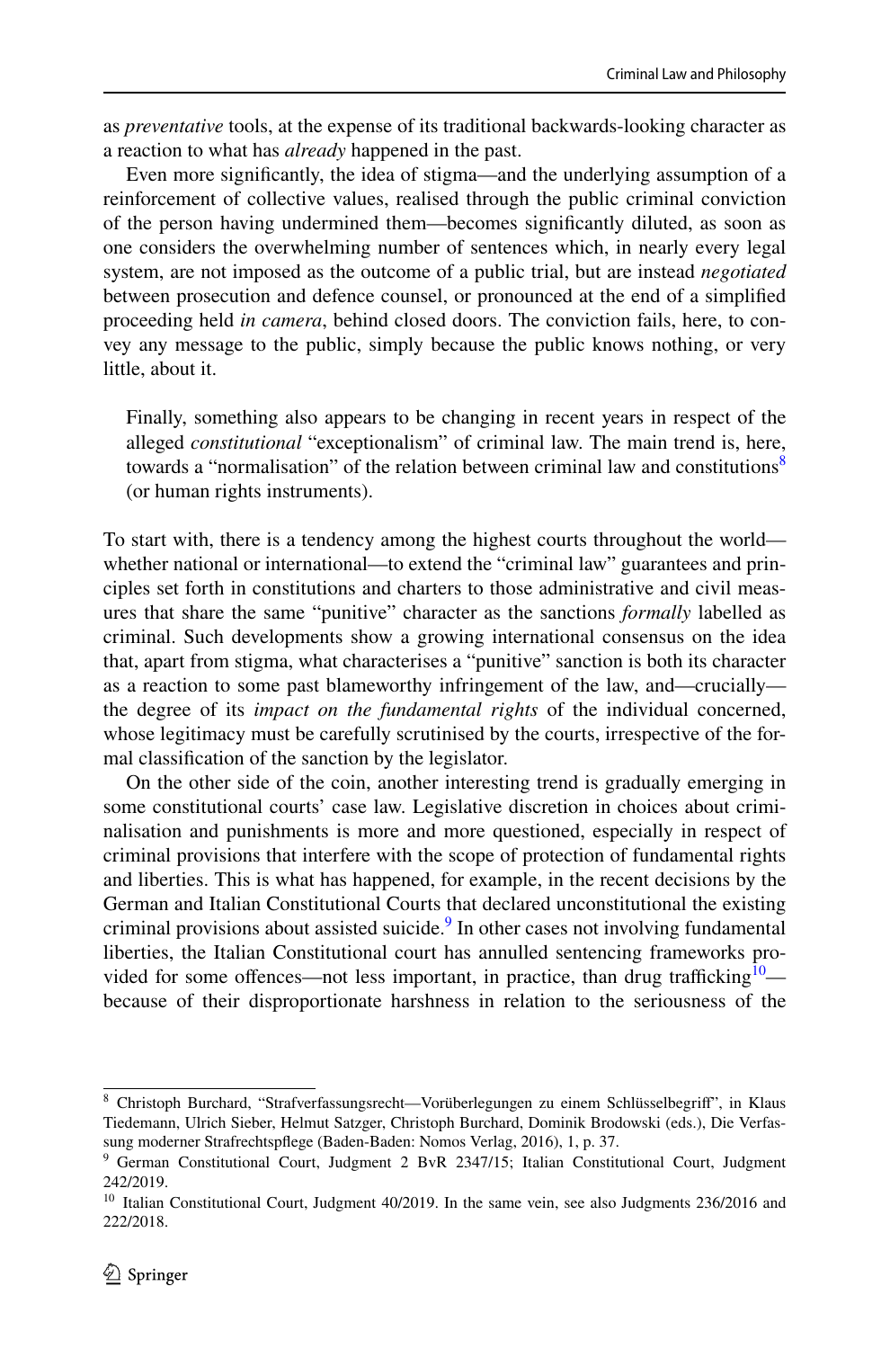as *preventative* tools, at the expense of its traditional backwards-looking character as a reaction to what has *already* happened in the past.

Even more significantly, the idea of stigma—and the underlying assumption of a reinforcement of collective values, realised through the public criminal conviction of the person having undermined them—becomes significantly diluted, as soon as one considers the overwhelming number of sentences which, in nearly every legal system, are not imposed as the outcome of a public trial, but are instead *negotiated* between prosecution and defence counsel, or pronounced at the end of a simplified proceeding held *in camera*, behind closed doors. The conviction fails, here, to convey any message to the public, simply because the public knows nothing, or very little, about it.

> Finally, something also appears to be changing in recent years in respect of the alleged *constitutional* "exceptionalism" of criminal law. The main trend is, here, towards a "normalisation" of the relation between criminal law and constitutions[8] (or human rights instruments).

To start with, there is a tendency among the highest courts throughout the world—whether national or international—to extend the "criminal law" guarantees and principles set forth in constitutions and charters to those administrative and civil measures that share the same "punitive" character as the sanctions *formally* labelled as criminal. Such developments show a growing international consensus on the idea that, apart from stigma, what characterises a "punitive" sanction is both its character as a reaction to some past blameworthy infringement of the law, and—crucially—the degree of its *impact on the fundamental rights* of the individual concerned, whose legitimacy must be carefully scrutinised by the courts, irrespective of the formal classification of the sanction by the legislator.

On the other side of the coin, another interesting trend is gradually emerging in some constitutional courts' case law. Legislative discretion in choices about criminalisation and punishments is more and more questioned, especially in respect of criminal provisions that interfere with the scope of protection of fundamental rights and liberties. This is what has happened, for example, in the recent decisions by the German and Italian Constitutional Courts that declared unconstitutional the existing criminal provisions about assisted suicide.[9] In other cases not involving fundamental liberties, the Italian Constitutional court has annulled sentencing frameworks provided for some offences—not less important, in practice, than drug trafficking[10]—because of their disproportionate harshness in relation to the seriousness of the

---

[8] Christoph Burchard, "Strafverfassungsrecht—Vorüberlegungen zu einem Schlüsselbegriff", in Klaus Tiedemann, Ulrich Sieber, Helmut Satzger, Christoph Burchard, Dominik Brodowski (eds.), Die Verfassung moderner Strafrechtspflege (Baden-Baden: Nomos Verlag, 2016), 1, p. 37.

[9] German Constitutional Court, Judgment 2 BvR 2347/15; Italian Constitutional Court, Judgment 242/2019.

[10] Italian Constitutional Court, Judgment 40/2019. In the same vein, see also Judgments 236/2016 and 222/2018.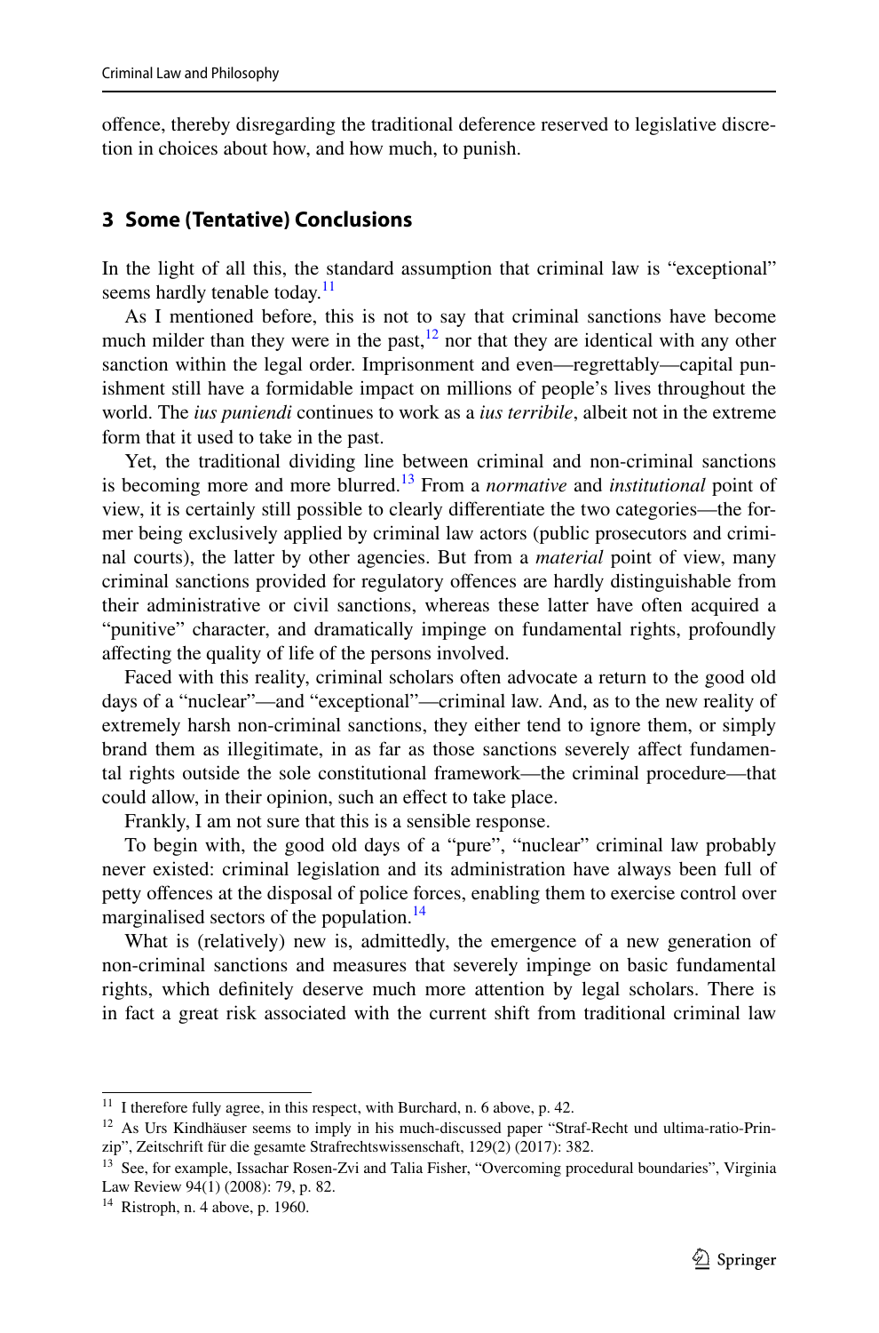offence, thereby disregarding the traditional deference reserved to legislative discretion in choices about how, and how much, to punish.

## 3 Some (Tentative) Conclusions

In the light of all this, the standard assumption that criminal law is "exceptional" seems hardly tenable today.[11]

As I mentioned before, this is not to say that criminal sanctions have become much milder than they were in the past,[12] nor that they are identical with any other sanction within the legal order. Imprisonment and even—regrettably—capital punishment still have a formidable impact on millions of people's lives throughout the world. The *ius puniendi* continues to work as a *ius terribile*, albeit not in the extreme form that it used to take in the past.

Yet, the traditional dividing line between criminal and non-criminal sanctions is becoming more and more blurred.[13] From a *normative* and *institutional* point of view, it is certainly still possible to clearly differentiate the two categories—the former being exclusively applied by criminal law actors (public prosecutors and criminal courts), the latter by other agencies. But from a *material* point of view, many criminal sanctions provided for regulatory offences are hardly distinguishable from their administrative or civil sanctions, whereas these latter have often acquired a "punitive" character, and dramatically impinge on fundamental rights, profoundly affecting the quality of life of the persons involved.

Faced with this reality, criminal scholars often advocate a return to the good old days of a "nuclear"—and "exceptional"—criminal law. And, as to the new reality of extremely harsh non-criminal sanctions, they either tend to ignore them, or simply brand them as illegitimate, in as far as those sanctions severely affect fundamental rights outside the sole constitutional framework—the criminal procedure—that could allow, in their opinion, such an effect to take place.

Frankly, I am not sure that this is a sensible response.

To begin with, the good old days of a "pure", "nuclear" criminal law probably never existed: criminal legislation and its administration have always been full of petty offences at the disposal of police forces, enabling them to exercise control over marginalised sectors of the population.[14]

What is (relatively) new is, admittedly, the emergence of a new generation of non-criminal sanctions and measures that severely impinge on basic fundamental rights, which definitely deserve much more attention by legal scholars. There is in fact a great risk associated with the current shift from traditional criminal law

---

[11] I therefore fully agree, in this respect, with Burchard, n. 6 above, p. 42.

[12] As Urs Kindhäuser seems to imply in his much-discussed paper "Straf-Recht und ultima-ratio-Prinzip", Zeitschrift für die gesamte Strafrechtswissenschaft, 129(2) (2017): 382.

[13] See, for example, Issachar Rosen-Zvi and Talia Fisher, "Overcoming procedural boundaries", Virginia Law Review 94(1) (2008): 79, p. 82.

[14] Ristroph, n. 4 above, p. 1960.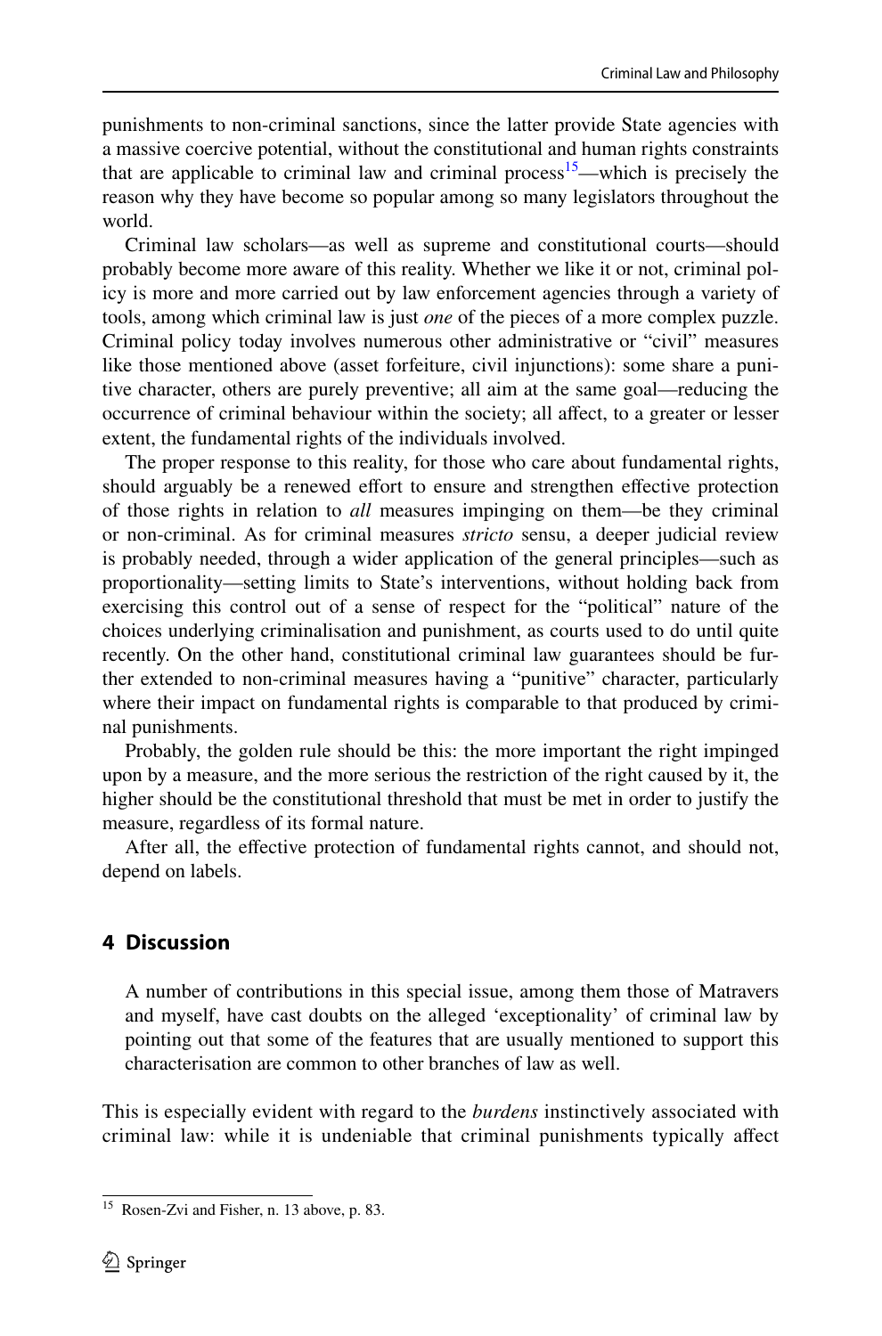punishments to non-criminal sanctions, since the latter provide State agencies with a massive coercive potential, without the constitutional and human rights constraints that are applicable to criminal law and criminal process[15]—which is precisely the reason why they have become so popular among so many legislators throughout the world.

Criminal law scholars—as well as supreme and constitutional courts—should probably become more aware of this reality. Whether we like it or not, criminal policy is more and more carried out by law enforcement agencies through a variety of tools, among which criminal law is just *one* of the pieces of a more complex puzzle. Criminal policy today involves numerous other administrative or "civil" measures like those mentioned above (asset forfeiture, civil injunctions): some share a punitive character, others are purely preventive; all aim at the same goal—reducing the occurrence of criminal behaviour within the society; all affect, to a greater or lesser extent, the fundamental rights of the individuals involved.

The proper response to this reality, for those who care about fundamental rights, should arguably be a renewed effort to ensure and strengthen effective protection of those rights in relation to *all* measures impinging on them—be they criminal or non-criminal. As for criminal measures *stricto* sensu, a deeper judicial review is probably needed, through a wider application of the general principles—such as proportionality—setting limits to State's interventions, without holding back from exercising this control out of a sense of respect for the "political" nature of the choices underlying criminalisation and punishment, as courts used to do until quite recently. On the other hand, constitutional criminal law guarantees should be further extended to non-criminal measures having a "punitive" character, particularly where their impact on fundamental rights is comparable to that produced by criminal punishments.

Probably, the golden rule should be this: the more important the right impinged upon by a measure, and the more serious the restriction of the right caused by it, the higher should be the constitutional threshold that must be met in order to justify the measure, regardless of its formal nature.

After all, the effective protection of fundamental rights cannot, and should not, depend on labels.

## 4 Discussion

> A number of contributions in this special issue, among them those of Matravers and myself, have cast doubts on the alleged 'exceptionality' of criminal law by pointing out that some of the features that are usually mentioned to support this characterisation are common to other branches of law as well.

This is especially evident with regard to the *burdens* instinctively associated with criminal law: while it is undeniable that criminal punishments typically affect

---

[15] Rosen-Zvi and Fisher, n. 13 above, p. 83.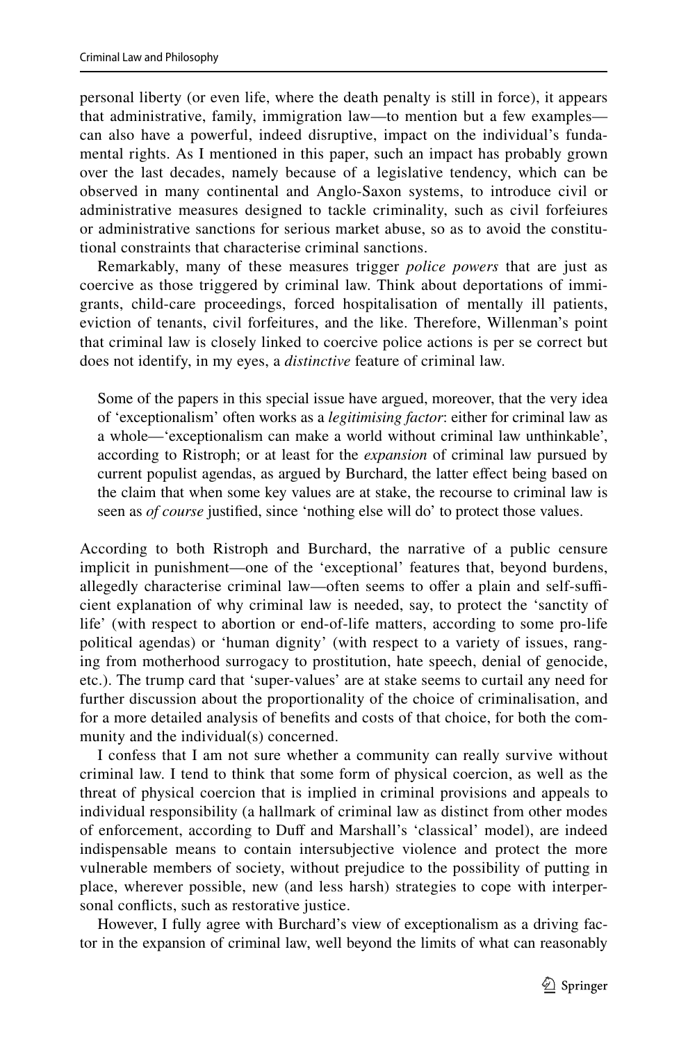personal liberty (or even life, where the death penalty is still in force), it appears that administrative, family, immigration law—to mention but a few examples—can also have a powerful, indeed disruptive, impact on the individual's fundamental rights. As I mentioned in this paper, such an impact has probably grown over the last decades, namely because of a legislative tendency, which can be observed in many continental and Anglo-Saxon systems, to introduce civil or administrative measures designed to tackle criminality, such as civil forfeiures or administrative sanctions for serious market abuse, so as to avoid the constitutional constraints that characterise criminal sanctions.

Remarkably, many of these measures trigger *police powers* that are just as coercive as those triggered by criminal law. Think about deportations of immigrants, child-care proceedings, forced hospitalisation of mentally ill patients, eviction of tenants, civil forfeitures, and the like. Therefore, Willenman's point that criminal law is closely linked to coercive police actions is per se correct but does not identify, in my eyes, a *distinctive* feature of criminal law.

> Some of the papers in this special issue have argued, moreover, that the very idea of 'exceptionalism' often works as a *legitimising factor*: either for criminal law as a whole—'exceptionalism can make a world without criminal law unthinkable', according to Ristroph; or at least for the *expansion* of criminal law pursued by current populist agendas, as argued by Burchard, the latter effect being based on the claim that when some key values are at stake, the recourse to criminal law is seen as *of course* justified, since 'nothing else will do' to protect those values.

According to both Ristroph and Burchard, the narrative of a public censure implicit in punishment—one of the 'exceptional' features that, beyond burdens, allegedly characterise criminal law—often seems to offer a plain and self-sufficient explanation of why criminal law is needed, say, to protect the 'sanctity of life' (with respect to abortion or end-of-life matters, according to some pro-life political agendas) or 'human dignity' (with respect to a variety of issues, ranging from motherhood surrogacy to prostitution, hate speech, denial of genocide, etc.). The trump card that 'super-values' are at stake seems to curtail any need for further discussion about the proportionality of the choice of criminalisation, and for a more detailed analysis of benefits and costs of that choice, for both the community and the individual(s) concerned.

I confess that I am not sure whether a community can really survive without criminal law. I tend to think that some form of physical coercion, as well as the threat of physical coercion that is implied in criminal provisions and appeals to individual responsibility (a hallmark of criminal law as distinct from other modes of enforcement, according to Duff and Marshall's 'classical' model), are indeed indispensable means to contain intersubjective violence and protect the more vulnerable members of society, without prejudice to the possibility of putting in place, wherever possible, new (and less harsh) strategies to cope with interpersonal conflicts, such as restorative justice.

However, I fully agree with Burchard's view of exceptionalism as a driving factor in the expansion of criminal law, well beyond the limits of what can reasonably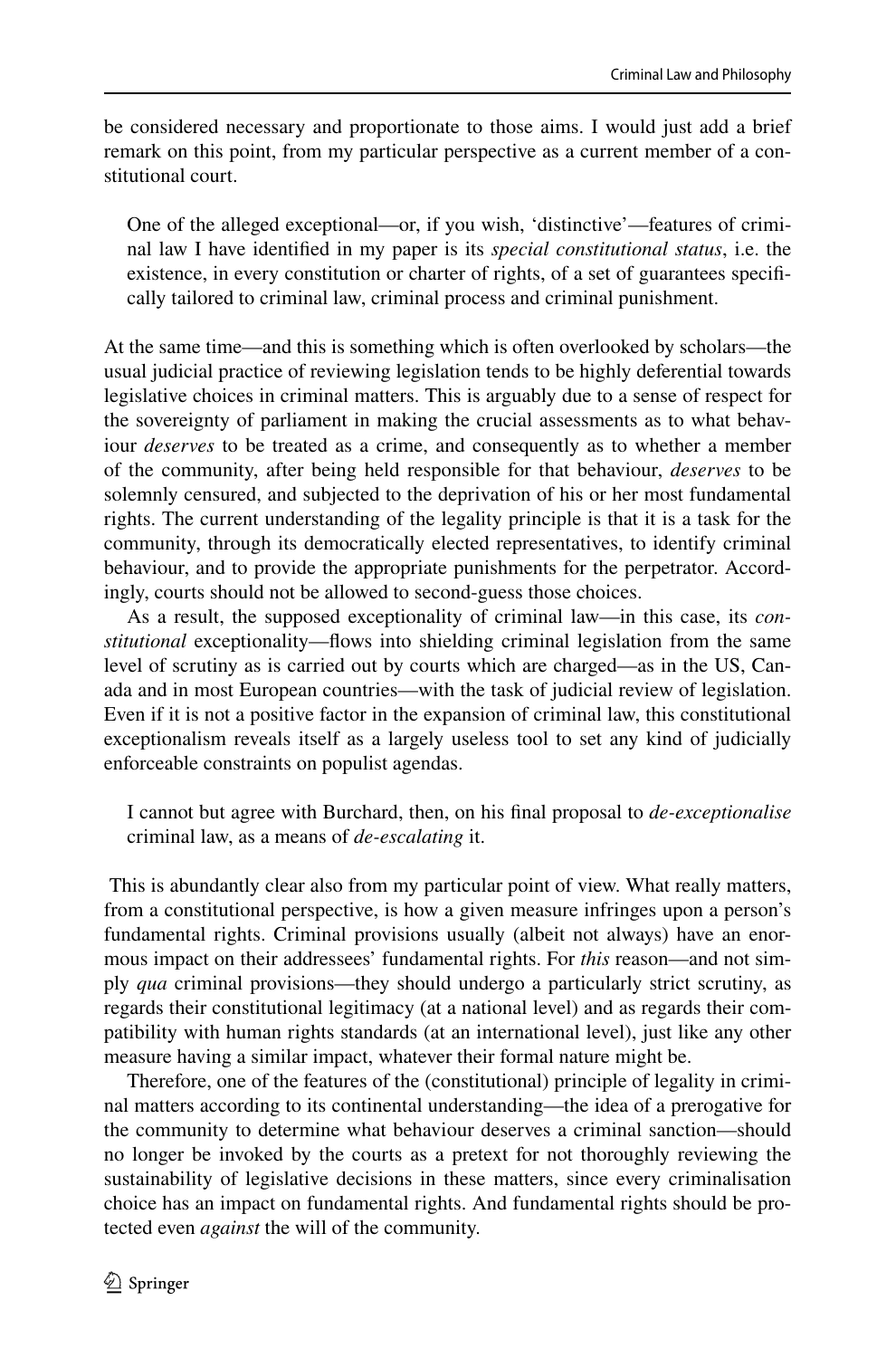be considered necessary and proportionate to those aims. I would just add a brief remark on this point, from my particular perspective as a current member of a constitutional court.

> One of the alleged exceptional—or, if you wish, 'distinctive'—features of criminal law I have identified in my paper is its *special constitutional status*, i.e. the existence, in every constitution or charter of rights, of a set of guarantees specifically tailored to criminal law, criminal process and criminal punishment.

At the same time—and this is something which is often overlooked by scholars—the usual judicial practice of reviewing legislation tends to be highly deferential towards legislative choices in criminal matters. This is arguably due to a sense of respect for the sovereignty of parliament in making the crucial assessments as to what behaviour *deserves* to be treated as a crime, and consequently as to whether a member of the community, after being held responsible for that behaviour, *deserves* to be solemnly censured, and subjected to the deprivation of his or her most fundamental rights. The current understanding of the legality principle is that it is a task for the community, through its democratically elected representatives, to identify criminal behaviour, and to provide the appropriate punishments for the perpetrator. Accordingly, courts should not be allowed to second-guess those choices.

As a result, the supposed exceptionality of criminal law—in this case, its *constitutional* exceptionality—flows into shielding criminal legislation from the same level of scrutiny as is carried out by courts which are charged—as in the US, Canada and in most European countries—with the task of judicial review of legislation. Even if it is not a positive factor in the expansion of criminal law, this constitutional exceptionalism reveals itself as a largely useless tool to set any kind of judicially enforceable constraints on populist agendas.

> I cannot but agree with Burchard, then, on his final proposal to *de-exceptionalise* criminal law, as a means of *de-escalating* it.

This is abundantly clear also from my particular point of view. What really matters, from a constitutional perspective, is how a given measure infringes upon a person's fundamental rights. Criminal provisions usually (albeit not always) have an enormous impact on their addressees' fundamental rights. For *this* reason—and not simply *qua* criminal provisions—they should undergo a particularly strict scrutiny, as regards their constitutional legitimacy (at a national level) and as regards their compatibility with human rights standards (at an international level), just like any other measure having a similar impact, whatever their formal nature might be.

Therefore, one of the features of the (constitutional) principle of legality in criminal matters according to its continental understanding—the idea of a prerogative for the community to determine what behaviour deserves a criminal sanction—should no longer be invoked by the courts as a pretext for not thoroughly reviewing the sustainability of legislative decisions in these matters, since every criminalisation choice has an impact on fundamental rights. And fundamental rights should be protected even *against* the will of the community.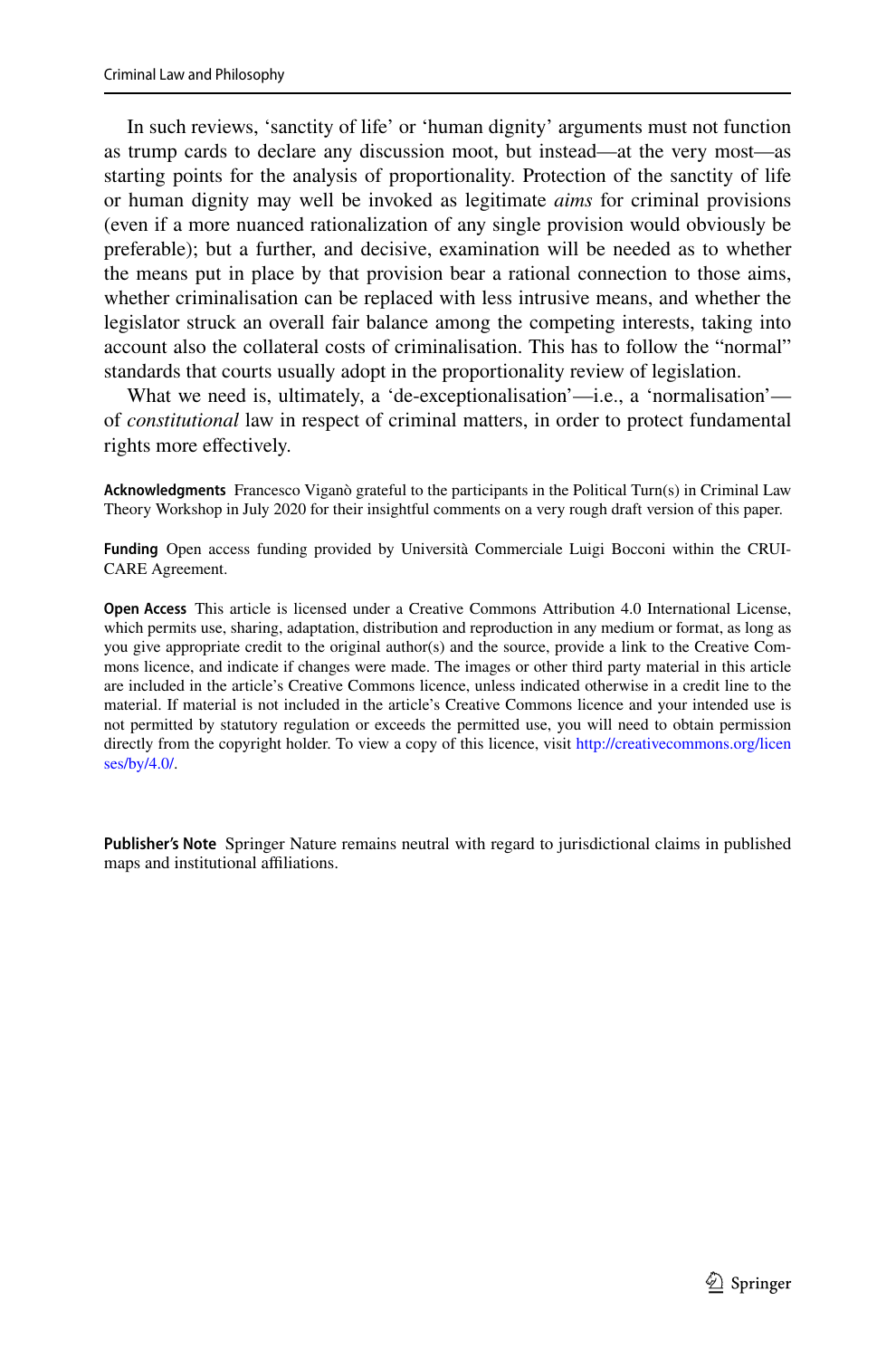In such reviews, 'sanctity of life' or 'human dignity' arguments must not function as trump cards to declare any discussion moot, but instead—at the very most—as starting points for the analysis of proportionality. Protection of the sanctity of life or human dignity may well be invoked as legitimate *aims* for criminal provisions (even if a more nuanced rationalization of any single provision would obviously be preferable); but a further, and decisive, examination will be needed as to whether the means put in place by that provision bear a rational connection to those aims, whether criminalisation can be replaced with less intrusive means, and whether the legislator struck an overall fair balance among the competing interests, taking into account also the collateral costs of criminalisation. This has to follow the "normal" standards that courts usually adopt in the proportionality review of legislation.

What we need is, ultimately, a 'de-exceptionalisation'—i.e., a 'normalisation'—of *constitutional* law in respect of criminal matters, in order to protect fundamental rights more effectively.

**Acknowledgments** Francesco Viganò grateful to the participants in the Political Turn(s) in Criminal Law Theory Workshop in July 2020 for their insightful comments on a very rough draft version of this paper.

**Funding** Open access funding provided by Università Commerciale Luigi Bocconi within the CRUI-CARE Agreement.

**Open Access** This article is licensed under a Creative Commons Attribution 4.0 International License, which permits use, sharing, adaptation, distribution and reproduction in any medium or format, as long as you give appropriate credit to the original author(s) and the source, provide a link to the Creative Commons licence, and indicate if changes were made. The images or other third party material in this article are included in the article's Creative Commons licence, unless indicated otherwise in a credit line to the material. If material is not included in the article's Creative Commons licence and your intended use is not permitted by statutory regulation or exceeds the permitted use, you will need to obtain permission directly from the copyright holder. To view a copy of this licence, visit http://creativecommons.org/licenses/by/4.0/.

**Publisher's Note** Springer Nature remains neutral with regard to jurisdictional claims in published maps and institutional affiliations.